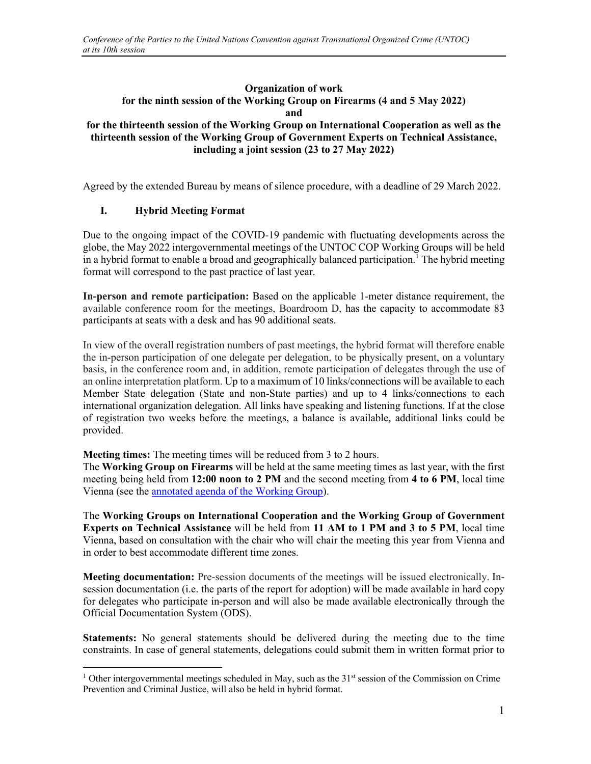**Organization of work**
**for the ninth session of the Working Group on Firearms (4 and 5 May 2022)**
**and**
**for the thirteenth session of the Working Group on International Cooperation as well as the thirteenth session of the Working Group of Government Experts on Technical Assistance, including a joint session (23 to 27 May 2022)**

Agreed by the extended Bureau by means of silence procedure, with a deadline of 29 March 2022.

## I. Hybrid Meeting Format

Due to the ongoing impact of the COVID-19 pandemic with fluctuating developments across the globe, the May 2022 intergovernmental meetings of the UNTOC COP Working Groups will be held in a hybrid format to enable a broad and geographically balanced participation.[1] The hybrid meeting format will correspond to the past practice of last year.

**In-person and remote participation:** Based on the applicable 1-meter distance requirement, the available conference room for the meetings, Boardroom D, has the capacity to accommodate 83 participants at seats with a desk and has 90 additional seats.

In view of the overall registration numbers of past meetings, the hybrid format will therefore enable the in-person participation of one delegate per delegation, to be physically present, on a voluntary basis, in the conference room and, in addition, remote participation of delegates through the use of an online interpretation platform. Up to a maximum of 10 links/connections will be available to each Member State delegation (State and non-State parties) and up to 4 links/connections to each international organization delegation. All links have speaking and listening functions. If at the close of registration two weeks before the meetings, a balance is available, additional links could be provided.

**Meeting times:** The meeting times will be reduced from 3 to 2 hours.
The **Working Group on Firearms** will be held at the same meeting times as last year, with the first meeting being held from **12:00 noon to 2 PM** and the second meeting from **4 to 6 PM**, local time Vienna (see the [annotated agenda of the Working Group](#)).

The **Working Groups on International Cooperation and the Working Group of Government Experts on Technical Assistance** will be held from **11 AM to 1 PM and 3 to 5 PM**, local time Vienna, based on consultation with the chair who will chair the meeting this year from Vienna and in order to best accommodate different time zones.

**Meeting documentation:** Pre-session documents of the meetings will be issued electronically. In-session documentation (i.e. the parts of the report for adoption) will be made available in hard copy for delegates who participate in-person and will also be made available electronically through the Official Documentation System (ODS).

**Statements:** No general statements should be delivered during the meeting due to the time constraints. In case of general statements, delegations could submit them in written format prior to

---

[1] Other intergovernmental meetings scheduled in May, such as the 31st session of the Commission on Crime Prevention and Criminal Justice, will also be held in hybrid format.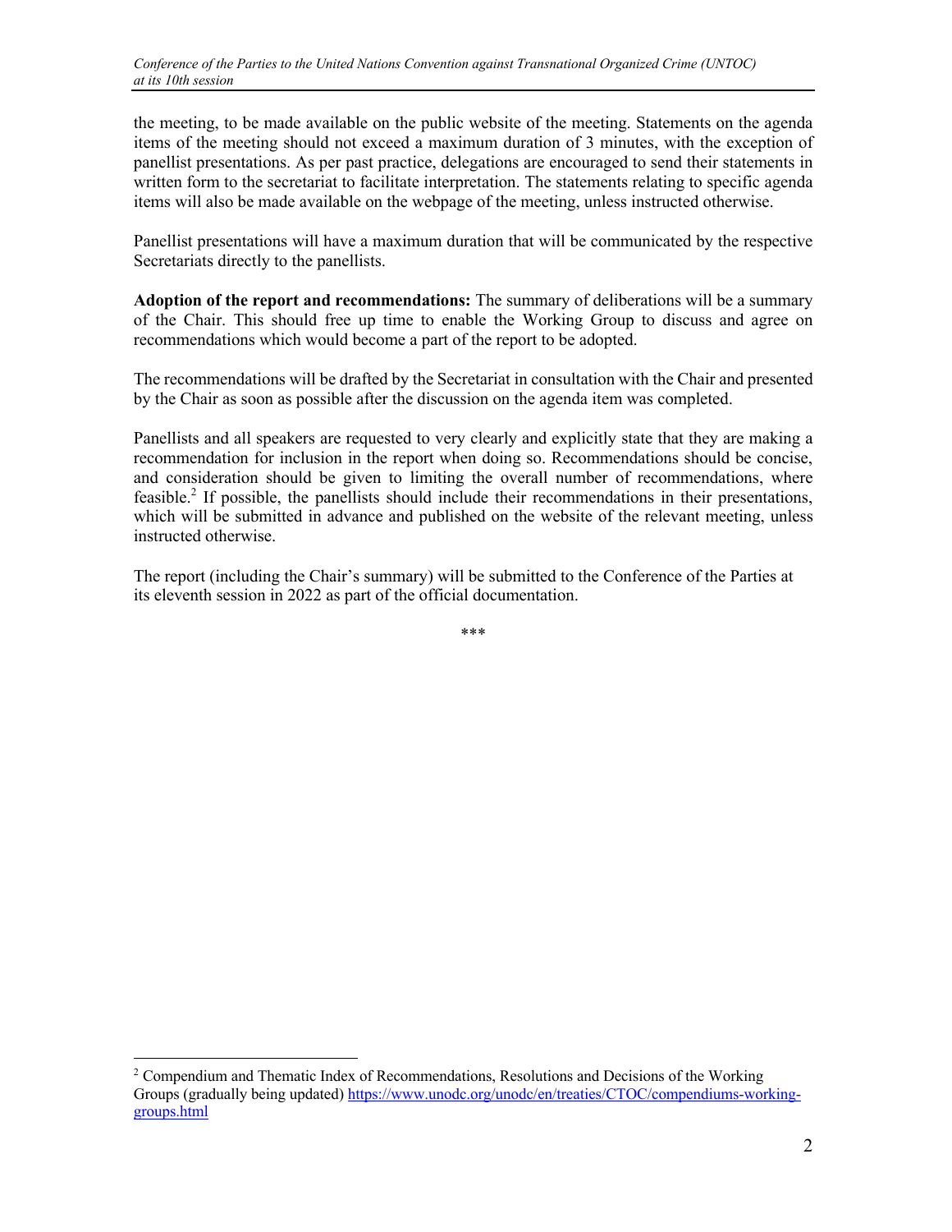the meeting, to be made available on the public website of the meeting. Statements on the agenda items of the meeting should not exceed a maximum duration of 3 minutes, with the exception of panellist presentations. As per past practice, delegations are encouraged to send their statements in written form to the secretariat to facilitate interpretation. The statements relating to specific agenda items will also be made available on the webpage of the meeting, unless instructed otherwise.

Panellist presentations will have a maximum duration that will be communicated by the respective Secretariats directly to the panellists.

**Adoption of the report and recommendations:** The summary of deliberations will be a summary of the Chair. This should free up time to enable the Working Group to discuss and agree on recommendations which would become a part of the report to be adopted.

The recommendations will be drafted by the Secretariat in consultation with the Chair and presented by the Chair as soon as possible after the discussion on the agenda item was completed.

Panellists and all speakers are requested to very clearly and explicitly state that they are making a recommendation for inclusion in the report when doing so. Recommendations should be concise, and consideration should be given to limiting the overall number of recommendations, where feasible.[2] If possible, the panellists should include their recommendations in their presentations, which will be submitted in advance and published on the website of the relevant meeting, unless instructed otherwise.

The report (including the Chair's summary) will be submitted to the Conference of the Parties at its eleventh session in 2022 as part of the official documentation.

\*\*\*

[2] Compendium and Thematic Index of Recommendations, Resolutions and Decisions of the Working Groups (gradually being updated) https://www.unodc.org/unodc/en/treaties/CTOC/compendiums-working-groups.html